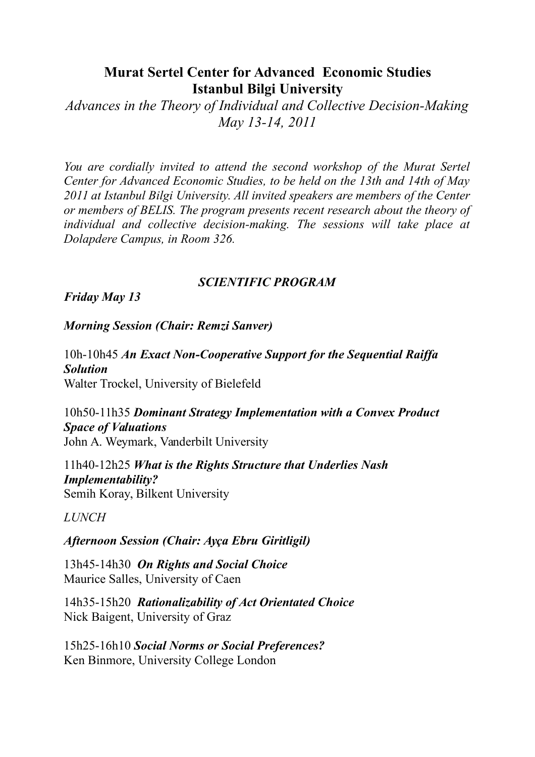# Murat Sertel Center for Advanced Economic Studies
# Istanbul Bilgi University

*Advances in the Theory of Individual and Collective Decision-Making*
*May 13-14, 2011*

*You are cordially invited to attend the second workshop of the Murat Sertel Center for Advanced Economic Studies, to be held on the 13th and 14th of May 2011 at Istanbul Bilgi University. All invited speakers are members of the Center or members of BELIS. The program presents recent research about the theory of individual and collective decision-making. The sessions will take place at Dolapdere Campus, in Room 326.*

## *SCIENTIFIC PROGRAM*

### *Friday May 13*

#### *Morning Session (Chair: Remzi Sanver)*

10h-10h45 ***An Exact Non-Cooperative Support for the Sequential Raiffa Solution***
Walter Trockel, University of Bielefeld

10h50-11h35 ***Dominant Strategy Implementation with a Convex Product Space of Valuations***
John A. Weymark, Vanderbilt University

11h40-12h25 ***What is the Rights Structure that Underlies Nash Implementability?***
Semih Koray, Bilkent University

*LUNCH*

#### *Afternoon Session (Chair: Ayça Ebru Giritligil)*

13h45-14h30 ***On Rights and Social Choice***
Maurice Salles, University of Caen

14h35-15h20 ***Rationalizability of Act Orientated Choice***
Nick Baigent, University of Graz

15h25-16h10 ***Social Norms or Social Preferences?***
Ken Binmore, University College London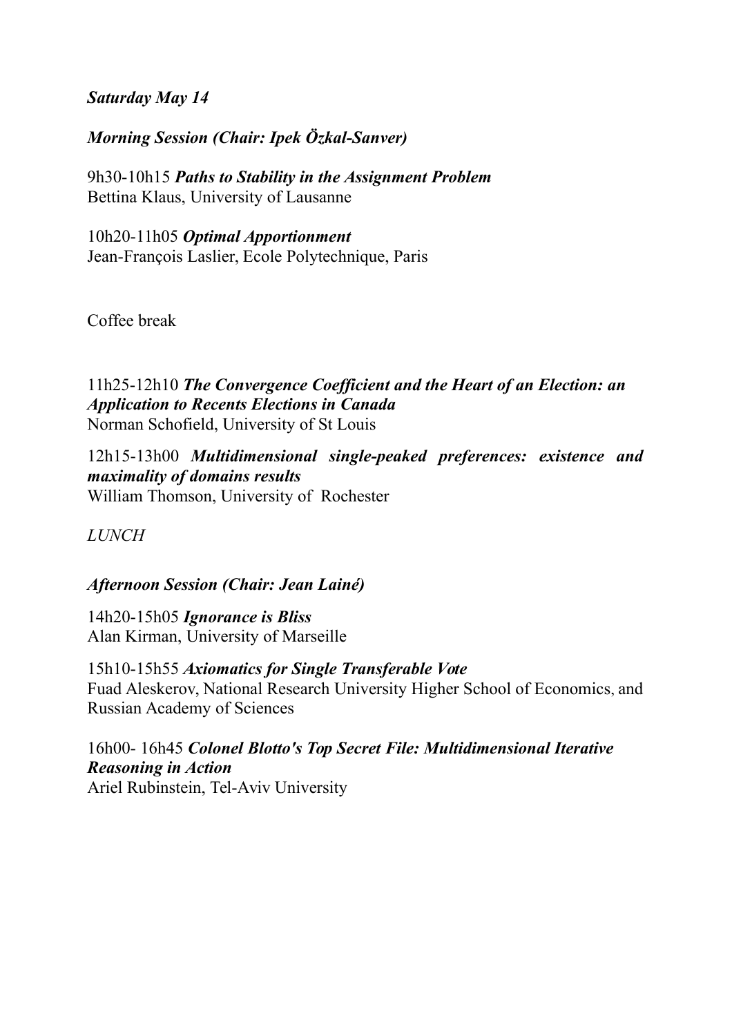***Saturday May 14***

***Morning Session (Chair: Ipek Özkal-Sanver)***

9h30-10h15 ***Paths to Stability in the Assignment Problem***
Bettina Klaus, University of Lausanne

10h20-11h05 ***Optimal Apportionment***
Jean-François Laslier, Ecole Polytechnique, Paris

Coffee break

11h25-12h10 ***The Convergence Coefficient and the Heart of an Election: an Application to Recents Elections in Canada***
Norman Schofield, University of St Louis

12h15-13h00 ***Multidimensional single-peaked preferences: existence and maximality of domains results***
William Thomson, University of Rochester

*LUNCH*

***Afternoon Session (Chair: Jean Lainé)***

14h20-15h05 ***Ignorance is Bliss***
Alan Kirman, University of Marseille

15h10-15h55 ***Axiomatics for Single Transferable Vote***
Fuad Aleskerov, National Research University Higher School of Economics, and Russian Academy of Sciences

16h00- 16h45 ***Colonel Blotto's Top Secret File: Multidimensional Iterative Reasoning in Action***
Ariel Rubinstein, Tel-Aviv University